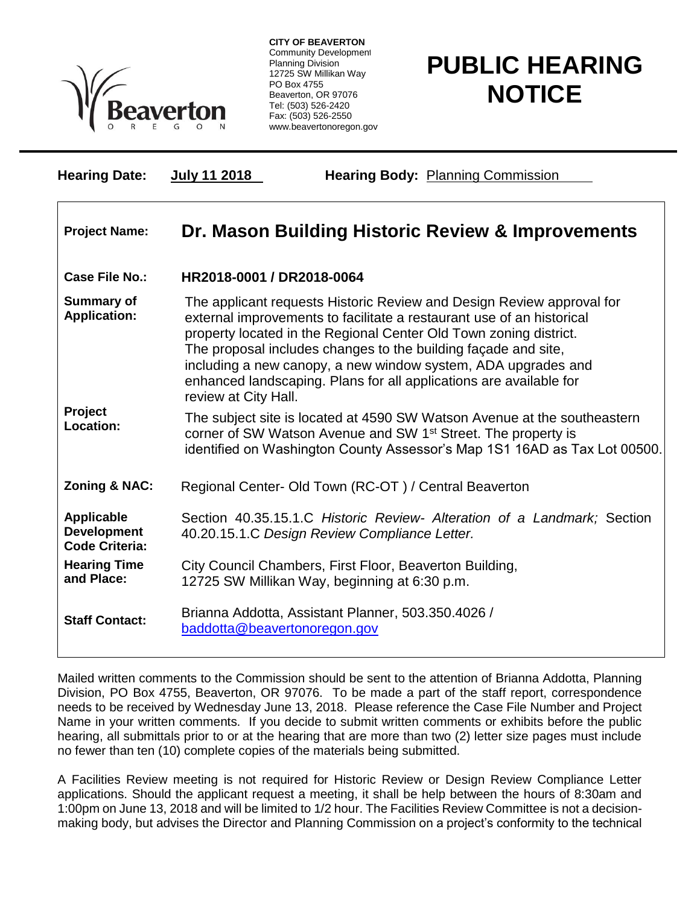Beaverton
OREGON

**CITY OF BEAVERTON**
Community Development
Planning Division
12725 SW Millikan Way
PO Box 4755
Beaverton, OR 97076
Tel: (503) 526-2420
Fax: (503) 526-2550
www.beavertonoregon.gov

# PUBLIC HEARING NOTICE

**Hearing Date:** **July 11 2018** **Hearing Body:** Planning Commission

| | |
|---|---|
| **Project Name:** | **Dr. Mason Building Historic Review & Improvements** |
| **Case File No.:** | **HR2018-0001 / DR2018-0064** |
| **Summary of Application:** | The applicant requests Historic Review and Design Review approval for external improvements to facilitate a restaurant use of an historical property located in the Regional Center Old Town zoning district. The proposal includes changes to the building façade and site, including a new canopy, a new window system, ADA upgrades and enhanced landscaping. Plans for all applications are available for review at City Hall. |
| **Project Location:** | The subject site is located at 4590 SW Watson Avenue at the southeastern corner of SW Watson Avenue and SW 1st Street. The property is identified on Washington County Assessor's Map 1S1 16AD as Tax Lot 00500. |
| **Zoning & NAC:** | Regional Center- Old Town (RC-OT ) / Central Beaverton |
| **Applicable Development Code Criteria:** | Section 40.35.15.1.C *Historic Review- Alteration of a Landmark;* Section 40.20.15.1.C *Design Review Compliance Letter.* |
| **Hearing Time and Place:** | City Council Chambers, First Floor, Beaverton Building, 12725 SW Millikan Way, beginning at 6:30 p.m. |
| **Staff Contact:** | Brianna Addotta, Assistant Planner, 503.350.4026 / baddotta@beavertonoregon.gov |

Mailed written comments to the Commission should be sent to the attention of Brianna Addotta, Planning Division, PO Box 4755, Beaverton, OR 97076. To be made a part of the staff report, correspondence needs to be received by Wednesday June 13, 2018. Please reference the Case File Number and Project Name in your written comments. If you decide to submit written comments or exhibits before the public hearing, all submittals prior to or at the hearing that are more than two (2) letter size pages must include no fewer than ten (10) complete copies of the materials being submitted.

A Facilities Review meeting is not required for Historic Review or Design Review Compliance Letter applications. Should the applicant request a meeting, it shall be help between the hours of 8:30am and 1:00pm on June 13, 2018 and will be limited to 1/2 hour. The Facilities Review Committee is not a decision-making body, but advises the Director and Planning Commission on a project's conformity to the technical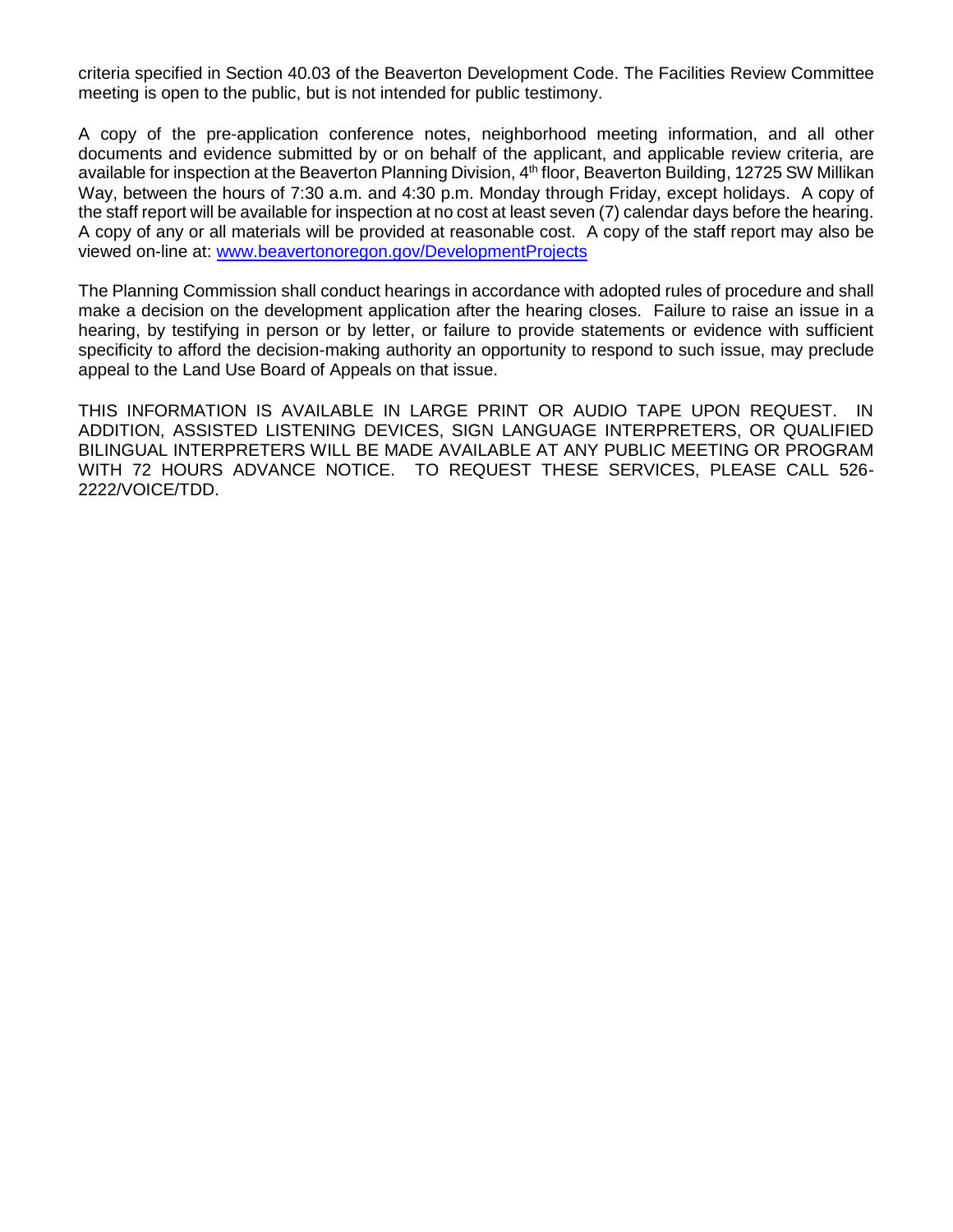criteria specified in Section 40.03 of the Beaverton Development Code. The Facilities Review Committee meeting is open to the public, but is not intended for public testimony.

A copy of the pre-application conference notes, neighborhood meeting information, and all other documents and evidence submitted by or on behalf of the applicant, and applicable review criteria, are available for inspection at the Beaverton Planning Division, 4th floor, Beaverton Building, 12725 SW Millikan Way, between the hours of 7:30 a.m. and 4:30 p.m. Monday through Friday, except holidays. A copy of the staff report will be available for inspection at no cost at least seven (7) calendar days before the hearing. A copy of any or all materials will be provided at reasonable cost. A copy of the staff report may also be viewed on-line at: www.beavertonoregon.gov/DevelopmentProjects

The Planning Commission shall conduct hearings in accordance with adopted rules of procedure and shall make a decision on the development application after the hearing closes. Failure to raise an issue in a hearing, by testifying in person or by letter, or failure to provide statements or evidence with sufficient specificity to afford the decision-making authority an opportunity to respond to such issue, may preclude appeal to the Land Use Board of Appeals on that issue.

THIS INFORMATION IS AVAILABLE IN LARGE PRINT OR AUDIO TAPE UPON REQUEST. IN ADDITION, ASSISTED LISTENING DEVICES, SIGN LANGUAGE INTERPRETERS, OR QUALIFIED BILINGUAL INTERPRETERS WILL BE MADE AVAILABLE AT ANY PUBLIC MEETING OR PROGRAM WITH 72 HOURS ADVANCE NOTICE. TO REQUEST THESE SERVICES, PLEASE CALL 526-2222/VOICE/TDD.